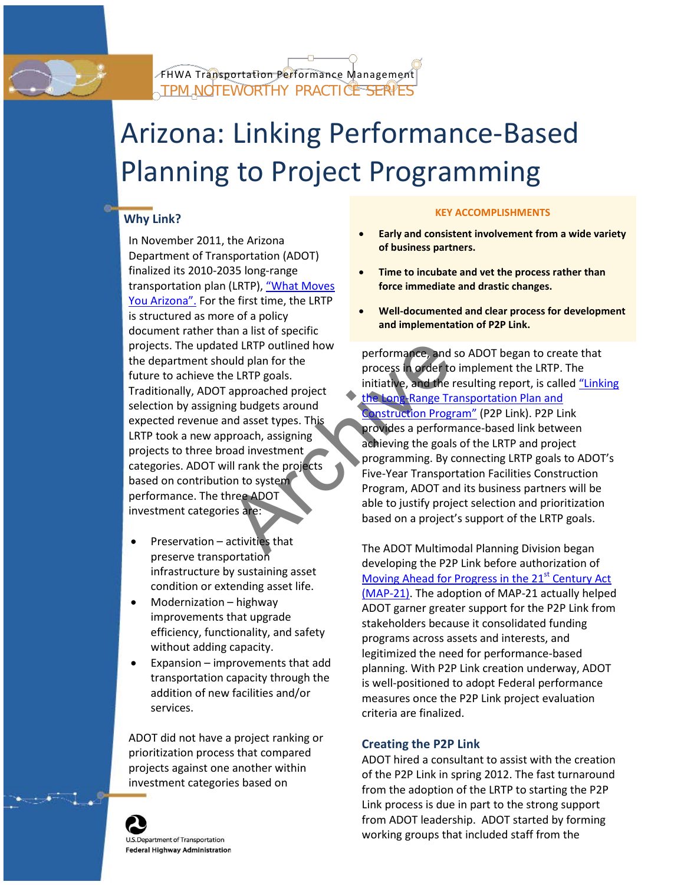FHWA Transportation Performance Management
TPM NOTEWORTHY PRACTICE SERIES

# Arizona: Linking Performance-Based Planning to Project Programming

## Why Link?

In November 2011, the Arizona Department of Transportation (ADOT) finalized its 2010-2035 long-range transportation plan (LRTP), "What Moves You Arizona". For the first time, the LRTP is structured as more of a policy document rather than a list of specific projects. The updated LRTP outlined how the department should plan for the future to achieve the LRTP goals. Traditionally, ADOT approached project selection by assigning budgets around expected revenue and asset types. This LRTP took a new approach, assigning projects to three broad investment categories. ADOT will rank the projects based on contribution to system performance. The three ADOT investment categories are:

- Preservation – activities that preserve transportation infrastructure by sustaining asset condition or extending asset life.
- Modernization – highway improvements that upgrade efficiency, functionality, and safety without adding capacity.
- Expansion – improvements that add transportation capacity through the addition of new facilities and/or services.

ADOT did not have a project ranking or prioritization process that compared projects against one another within investment categories based on performance, and so ADOT began to create that process in order to implement the LRTP. The initiative, and the resulting report, is called "Linking the Long-Range Transportation Plan and Construction Program" (P2P Link). P2P Link provides a performance-based link between achieving the goals of the LRTP and project programming. By connecting LRTP goals to ADOT's Five-Year Transportation Facilities Construction Program, ADOT and its business partners will be able to justify project selection and prioritization based on a project's support of the LRTP goals.

**KEY ACCOMPLISHMENTS**

- **Early and consistent involvement from a wide variety of business partners.**
- **Time to incubate and vet the process rather than force immediate and drastic changes.**
- **Well-documented and clear process for development and implementation of P2P Link.**

The ADOT Multimodal Planning Division began developing the P2P Link before authorization of Moving Ahead for Progress in the 21st Century Act (MAP-21). The adoption of MAP-21 actually helped ADOT garner greater support for the P2P Link from stakeholders because it consolidated funding programs across assets and interests, and legitimized the need for performance-based planning. With P2P Link creation underway, ADOT is well-positioned to adopt Federal performance measures once the P2P Link project evaluation criteria are finalized.

### Creating the P2P Link

ADOT hired a consultant to assist with the creation of the P2P Link in spring 2012. The fast turnaround from the adoption of the LRTP to starting the P2P Link process is due in part to the strong support from ADOT leadership. ADOT started by forming working groups that included staff from the

U.S. Department of Transportation
Federal Highway Administration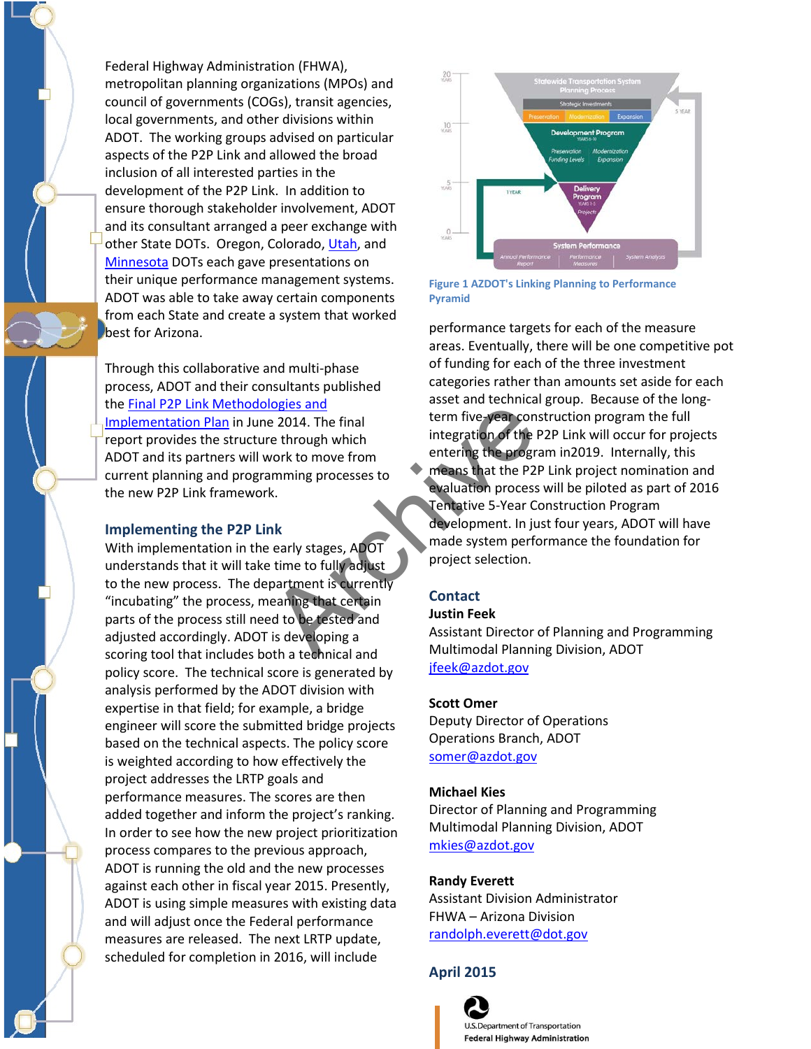Federal Highway Administration (FHWA), metropolitan planning organizations (MPOs) and council of governments (COGs), transit agencies, local governments, and other divisions within ADOT. The working groups advised on particular aspects of the P2P Link and allowed the broad inclusion of all interested parties in the development of the P2P Link. In addition to ensure thorough stakeholder involvement, ADOT and its consultant arranged a peer exchange with other State DOTs. Oregon, Colorado, Utah, and Minnesota DOTs each gave presentations on their unique performance management systems. ADOT was able to take away certain components from each State and create a system that worked best for Arizona.

Through this collaborative and multi-phase process, ADOT and their consultants published the Final P2P Link Methodologies and Implementation Plan in June 2014. The final report provides the structure through which ADOT and its partners will work to move from current planning and programming processes to the new P2P Link framework.

## Implementing the P2P Link

With implementation in the early stages, ADOT understands that it will take time to fully adjust to the new process. The department is currently "incubating" the process, meaning that certain parts of the process still need to be tested and adjusted accordingly. ADOT is developing a scoring tool that includes both a technical and policy score. The technical score is generated by analysis performed by the ADOT division with expertise in that field; for example, a bridge engineer will score the submitted bridge projects based on the technical aspects. The policy score is weighted according to how effectively the project addresses the LRTP goals and performance measures. The scores are then added together and inform the project's ranking. In order to see how the new project prioritization process compares to the previous approach, ADOT is running the old and the new processes against each other in fiscal year 2015. Presently, ADOT is using simple measures with existing data and will adjust once the Federal performance measures are released. The next LRTP update, scheduled for completion in 2016, will include

20 YEARS
10 YEARS
5 YEARS
0 YEARS
Statewide Transportation System Planning Process
Strategic Investments
Preservation | Modernization | Expansion
5 YEAR
Development Program
YEARS 6-10
Preservation | Modernization
Funding Levels | Expansion
1 YEAR
Delivery Program
YEARS 1-5
Projects
System Performance
Annual Performance Report | Performance Measures | System Analysis

**Figure 1 AZDOT's Linking Planning to Performance Pyramid**

performance targets for each of the measure areas. Eventually, there will be one competitive pot of funding for each of the three investment categories rather than amounts set aside for each asset and technical group. Because of the long-term five-year construction program the full integration of the P2P Link will occur for projects entering the program in2019. Internally, this means that the P2P Link project nomination and evaluation process will be piloted as part of 2016 Tentative 5-Year Construction Program development. In just four years, ADOT will have made system performance the foundation for project selection.

## Contact

**Justin Feek**
Assistant Director of Planning and Programming
Multimodal Planning Division, ADOT
jfeek@azdot.gov

**Scott Omer**
Deputy Director of Operations
Operations Branch, ADOT
somer@azdot.gov

**Michael Kies**
Director of Planning and Programming
Multimodal Planning Division, ADOT
mkies@azdot.gov

**Randy Everett**
Assistant Division Administrator
FHWA – Arizona Division
randolph.everett@dot.gov

## April 2015

U.S. Department of Transportation
Federal Highway Administration